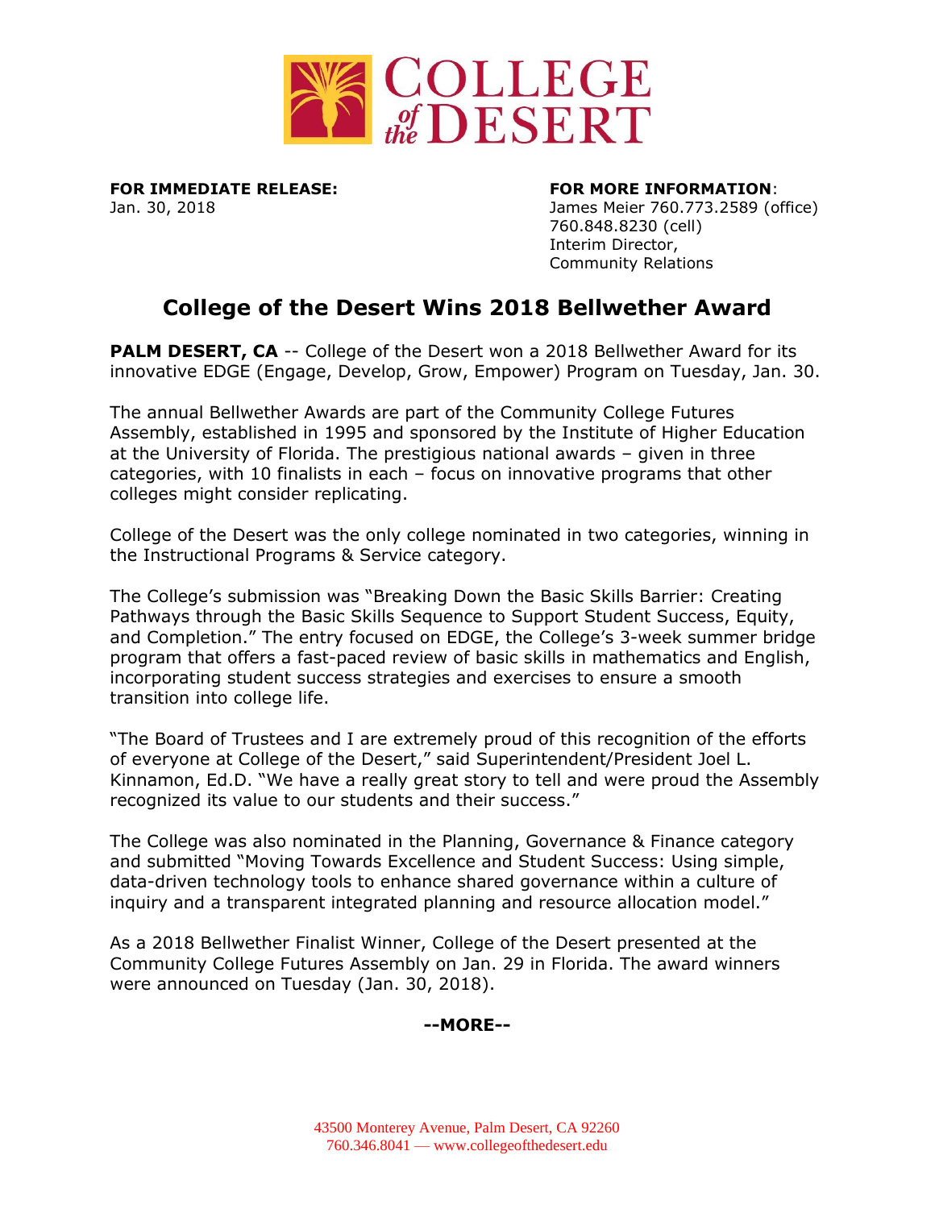**FOR IMMEDIATE RELEASE:**
Jan. 30, 2018

**FOR MORE INFORMATION**:
James Meier 760.773.2589 (office)
760.848.8230 (cell)
Interim Director,
Community Relations

# College of the Desert Wins 2018 Bellwether Award

**PALM DESERT, CA** -- College of the Desert won a 2018 Bellwether Award for its innovative EDGE (Engage, Develop, Grow, Empower) Program on Tuesday, Jan. 30.

The annual Bellwether Awards are part of the Community College Futures Assembly, established in 1995 and sponsored by the Institute of Higher Education at the University of Florida. The prestigious national awards – given in three categories, with 10 finalists in each – focus on innovative programs that other colleges might consider replicating.

College of the Desert was the only college nominated in two categories, winning in the Instructional Programs & Service category.

The College's submission was "Breaking Down the Basic Skills Barrier: Creating Pathways through the Basic Skills Sequence to Support Student Success, Equity, and Completion." The entry focused on EDGE, the College's 3-week summer bridge program that offers a fast-paced review of basic skills in mathematics and English, incorporating student success strategies and exercises to ensure a smooth transition into college life.

"The Board of Trustees and I are extremely proud of this recognition of the efforts of everyone at College of the Desert," said Superintendent/President Joel L. Kinnamon, Ed.D. "We have a really great story to tell and were proud the Assembly recognized its value to our students and their success."

The College was also nominated in the Planning, Governance & Finance category and submitted "Moving Towards Excellence and Student Success: Using simple, data-driven technology tools to enhance shared governance within a culture of inquiry and a transparent integrated planning and resource allocation model."

As a 2018 Bellwether Finalist Winner, College of the Desert presented at the Community College Futures Assembly on Jan. 29 in Florida. The award winners were announced on Tuesday (Jan. 30, 2018).

**--MORE--**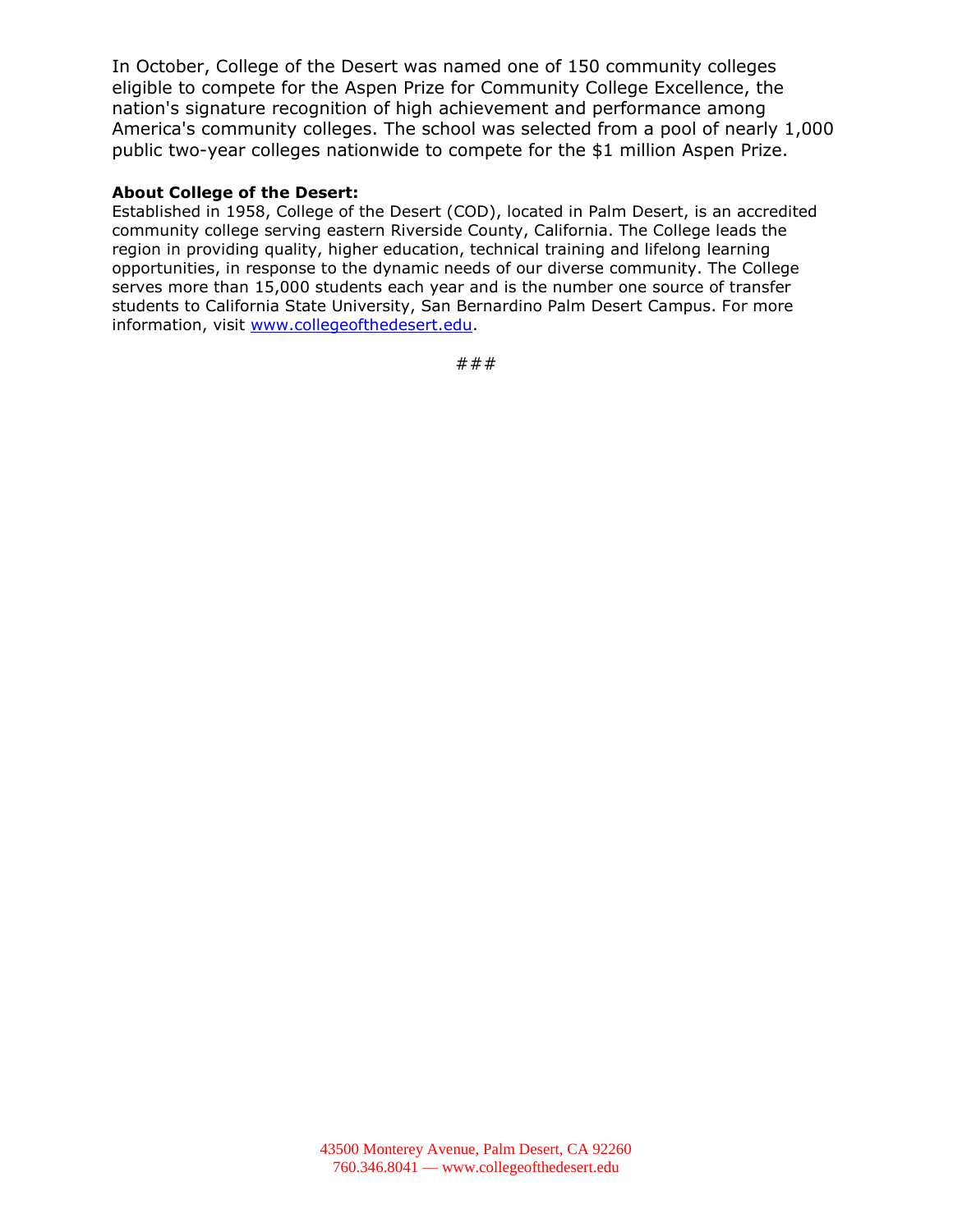In October, College of the Desert was named one of 150 community colleges eligible to compete for the Aspen Prize for Community College Excellence, the nation's signature recognition of high achievement and performance among America's community colleges. The school was selected from a pool of nearly 1,000 public two-year colleges nationwide to compete for the $1 million Aspen Prize.

**About College of the Desert:**
Established in 1958, College of the Desert (COD), located in Palm Desert, is an accredited community college serving eastern Riverside County, California. The College leads the region in providing quality, higher education, technical training and lifelong learning opportunities, in response to the dynamic needs of our diverse community. The College serves more than 15,000 students each year and is the number one source of transfer students to California State University, San Bernardino Palm Desert Campus. For more information, visit www.collegeofthedesert.edu.

###

43500 Monterey Avenue, Palm Desert, CA 92260
760.346.8041 — www.collegeofthedesert.edu